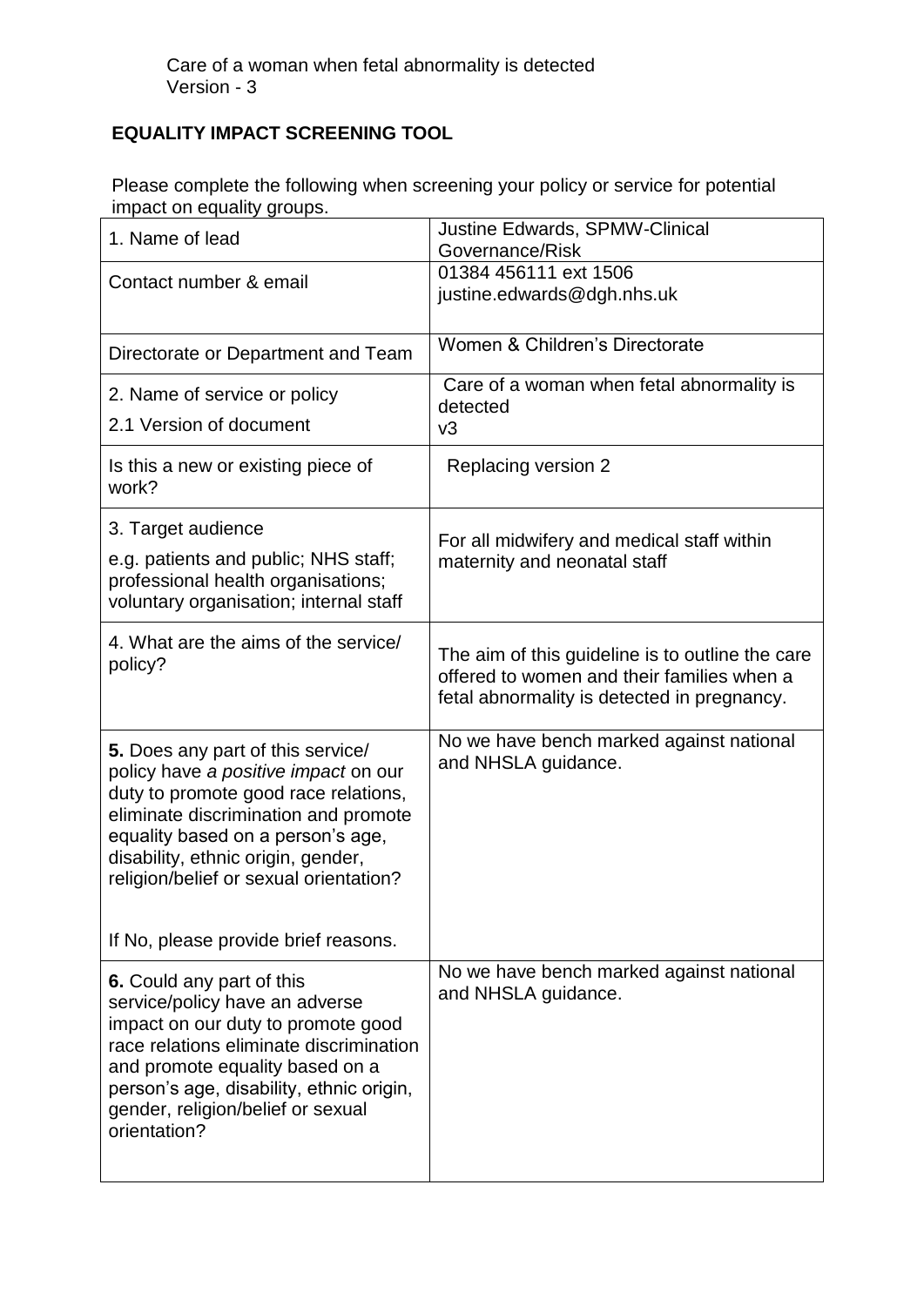Care of a woman when fetal abnormality is detected
Version - 3

## EQUALITY IMPACT SCREENING TOOL

Please complete the following when screening your policy or service for potential impact on equality groups.

| | |
|---|---|
| 1. Name of lead | Justine Edwards, SPMW-Clinical Governance/Risk |
| Contact number & email | 01384 456111 ext 1506<br>justine.edwards@dgh.nhs.uk |
| Directorate or Department and Team | Women & Children's Directorate |
| 2. Name of service or policy<br>2.1 Version of document | Care of a woman when fetal abnormality is detected<br>v3 |
| Is this a new or existing piece of work? | Replacing version 2 |
| 3. Target audience<br>e.g. patients and public; NHS staff; professional health organisations; voluntary organisation; internal staff | For all midwifery and medical staff within maternity and neonatal staff |
| 4. What are the aims of the service/ policy? | The aim of this guideline is to outline the care offered to women and their families when a fetal abnormality is detected in pregnancy. |
| **5.** Does any part of this service/ policy have *a positive impact* on our duty to promote good race relations, eliminate discrimination and promote equality based on a person's age, disability, ethnic origin, gender, religion/belief or sexual orientation?<br><br>If No, please provide brief reasons. | No we have bench marked against national and NHSLA guidance. |
| **6.** Could any part of this service/policy have an adverse impact on our duty to promote good race relations eliminate discrimination and promote equality based on a person's age, disability, ethnic origin, gender, religion/belief or sexual orientation? | No we have bench marked against national and NHSLA guidance. |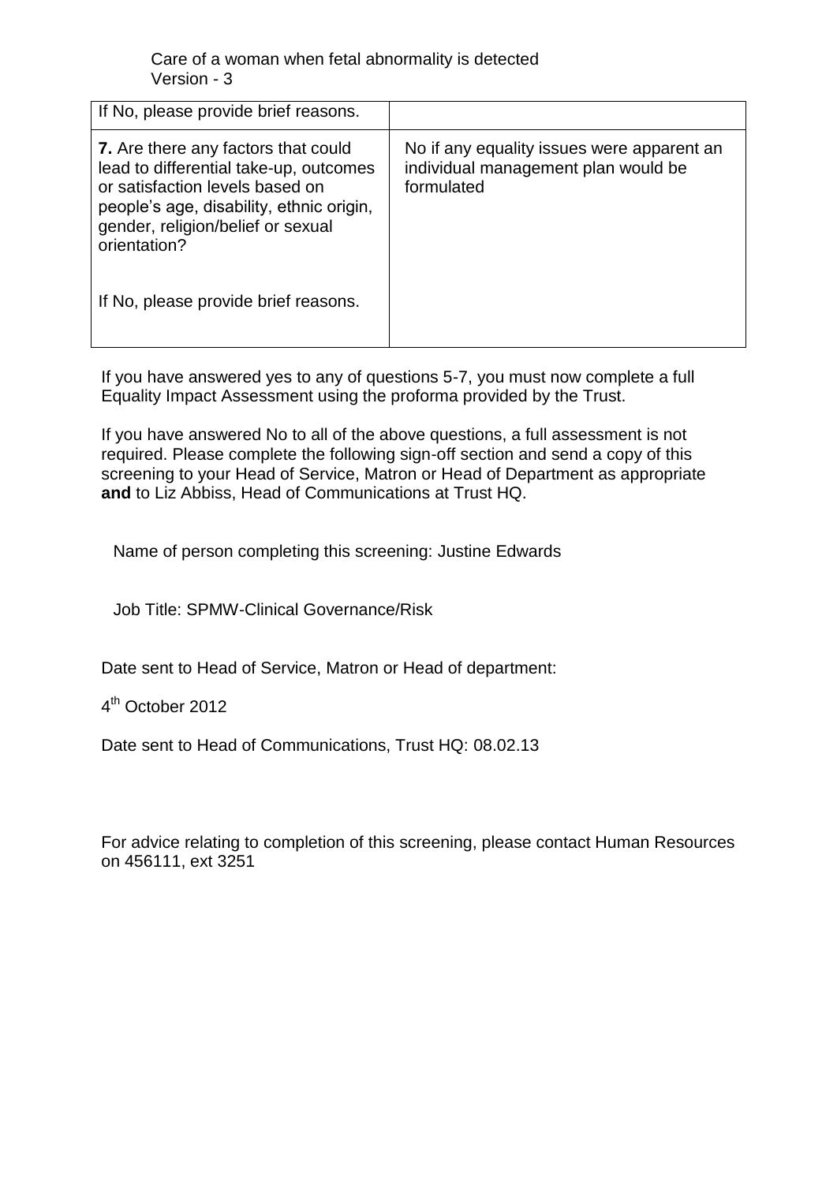| | |
|---|---|
| If No, please provide brief reasons. | |
| **7.** Are there any factors that could lead to differential take-up, outcomes or satisfaction levels based on people's age, disability, ethnic origin, gender, religion/belief or sexual orientation?<br><br>If No, please provide brief reasons. | No if any equality issues were apparent an individual management plan would be formulated |

If you have answered yes to any of questions 5-7, you must now complete a full Equality Impact Assessment using the proforma provided by the Trust.

If you have answered No to all of the above questions, a full assessment is not required. Please complete the following sign-off section and send a copy of this screening to your Head of Service, Matron or Head of Department as appropriate **and** to Liz Abbiss, Head of Communications at Trust HQ.

Name of person completing this screening: Justine Edwards

Job Title: SPMW-Clinical Governance/Risk

Date sent to Head of Service, Matron or Head of department:

4th October 2012

Date sent to Head of Communications, Trust HQ: 08.02.13

For advice relating to completion of this screening, please contact Human Resources on 456111, ext 3251